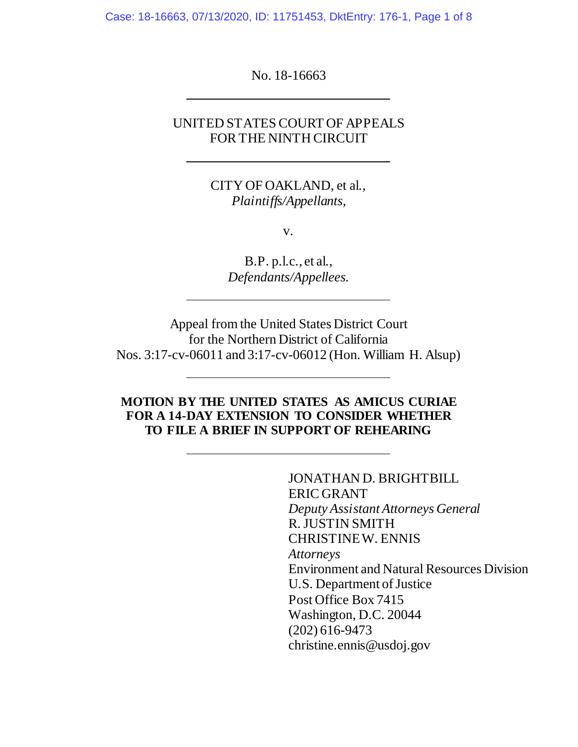No. 18-16663

---

UNITED STATES COURT OF APPEALS
FOR THE NINTH CIRCUIT

---

CITY OF OAKLAND, et al.,
*Plaintiffs/Appellants,*

v.

B.P. p.l.c., et al.,
*Defendants/Appellees.*

---

Appeal from the United States District Court
for the Northern District of California
Nos. 3:17-cv-06011 and 3:17-cv-06012 (Hon. William H. Alsup)

---

**MOTION BY THE UNITED STATES AS AMICUS CURIAE FOR A 14-DAY EXTENSION TO CONSIDER WHETHER TO FILE A BRIEF IN SUPPORT OF REHEARING**

---

JONATHAN D. BRIGHTBILL
ERIC GRANT
*Deputy Assistant Attorneys General*
R. JUSTIN SMITH
CHRISTINE W. ENNIS
*Attorneys*
Environment and Natural Resources Division
U.S. Department of Justice
Post Office Box 7415
Washington, D.C. 20044
(202) 616-9473
christine.ennis@usdoj.gov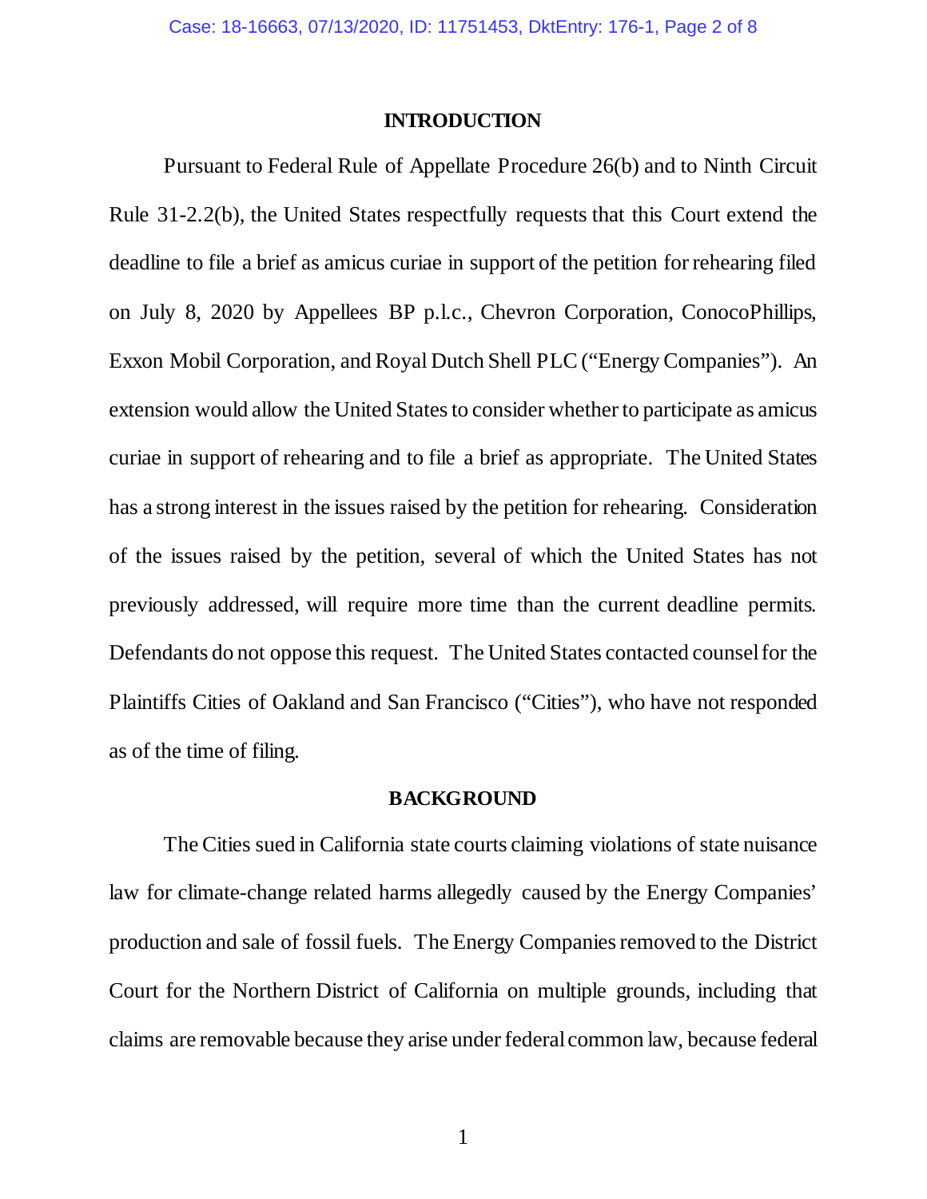## INTRODUCTION

Pursuant to Federal Rule of Appellate Procedure 26(b) and to Ninth Circuit Rule 31-2.2(b), the United States respectfully requests that this Court extend the deadline to file a brief as amicus curiae in support of the petition for rehearing filed on July 8, 2020 by Appellees BP p.l.c., Chevron Corporation, ConocoPhillips, Exxon Mobil Corporation, and Royal Dutch Shell PLC ("Energy Companies"). An extension would allow the United States to consider whether to participate as amicus curiae in support of rehearing and to file a brief as appropriate. The United States has a strong interest in the issues raised by the petition for rehearing. Consideration of the issues raised by the petition, several of which the United States has not previously addressed, will require more time than the current deadline permits. Defendants do not oppose this request. The United States contacted counsel for the Plaintiffs Cities of Oakland and San Francisco ("Cities"), who have not responded as of the time of filing.

## BACKGROUND

The Cities sued in California state courts claiming violations of state nuisance law for climate-change related harms allegedly caused by the Energy Companies' production and sale of fossil fuels. The Energy Companies removed to the District Court for the Northern District of California on multiple grounds, including that claims are removable because they arise under federal common law, because federal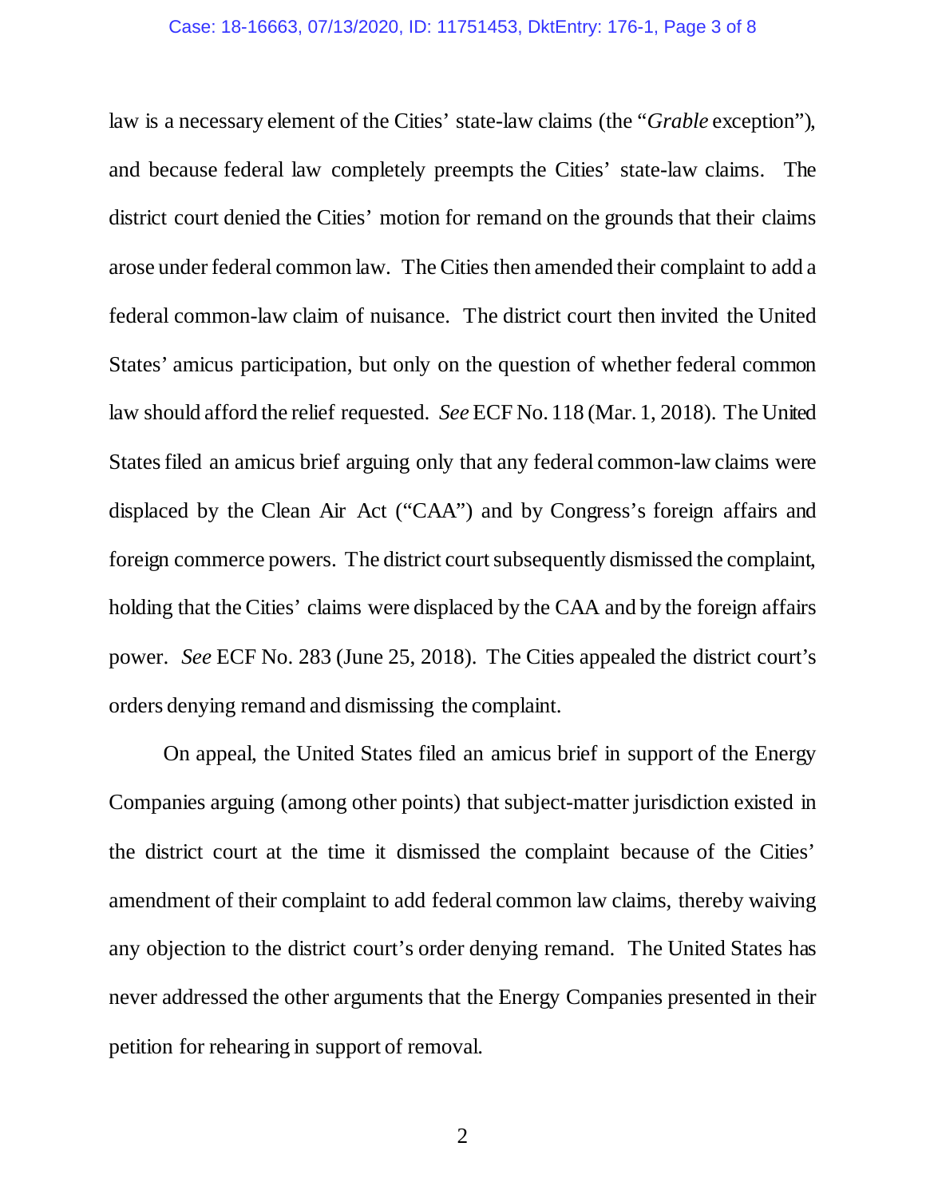law is a necessary element of the Cities' state-law claims (the "*Grable* exception"), and because federal law completely preempts the Cities' state-law claims. The district court denied the Cities' motion for remand on the grounds that their claims arose under federal common law. The Cities then amended their complaint to add a federal common-law claim of nuisance. The district court then invited the United States' amicus participation, but only on the question of whether federal common law should afford the relief requested. *See* ECF No. 118 (Mar. 1, 2018). The United States filed an amicus brief arguing only that any federal common-law claims were displaced by the Clean Air Act ("CAA") and by Congress's foreign affairs and foreign commerce powers. The district court subsequently dismissed the complaint, holding that the Cities' claims were displaced by the CAA and by the foreign affairs power. *See* ECF No. 283 (June 25, 2018). The Cities appealed the district court's orders denying remand and dismissing the complaint.

On appeal, the United States filed an amicus brief in support of the Energy Companies arguing (among other points) that subject-matter jurisdiction existed in the district court at the time it dismissed the complaint because of the Cities' amendment of their complaint to add federal common law claims, thereby waiving any objection to the district court's order denying remand. The United States has never addressed the other arguments that the Energy Companies presented in their petition for rehearing in support of removal.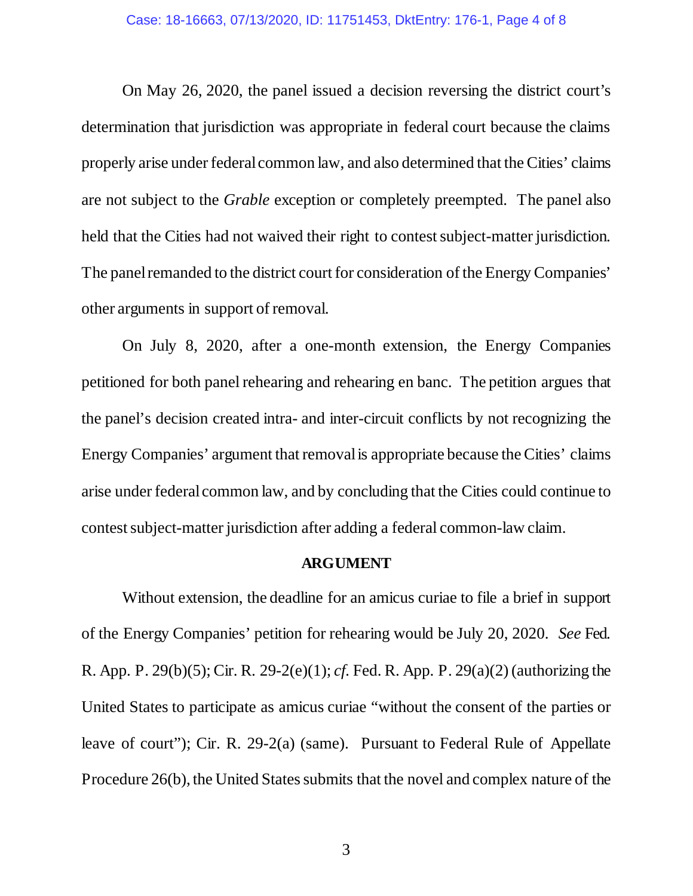On May 26, 2020, the panel issued a decision reversing the district court's determination that jurisdiction was appropriate in federal court because the claims properly arise under federal common law, and also determined that the Cities' claims are not subject to the *Grable* exception or completely preempted. The panel also held that the Cities had not waived their right to contest subject-matter jurisdiction. The panel remanded to the district court for consideration of the Energy Companies' other arguments in support of removal.

On July 8, 2020, after a one-month extension, the Energy Companies petitioned for both panel rehearing and rehearing en banc. The petition argues that the panel's decision created intra- and inter-circuit conflicts by not recognizing the Energy Companies' argument that removal is appropriate because the Cities' claims arise under federal common law, and by concluding that the Cities could continue to contest subject-matter jurisdiction after adding a federal common-law claim.

**ARGUMENT**

Without extension, the deadline for an amicus curiae to file a brief in support of the Energy Companies' petition for rehearing would be July 20, 2020. *See* Fed. R. App. P. 29(b)(5); Cir. R. 29-2(e)(1); *cf.* Fed. R. App. P. 29(a)(2) (authorizing the United States to participate as amicus curiae "without the consent of the parties or leave of court"); Cir. R. 29-2(a) (same). Pursuant to Federal Rule of Appellate Procedure 26(b), the United States submits that the novel and complex nature of the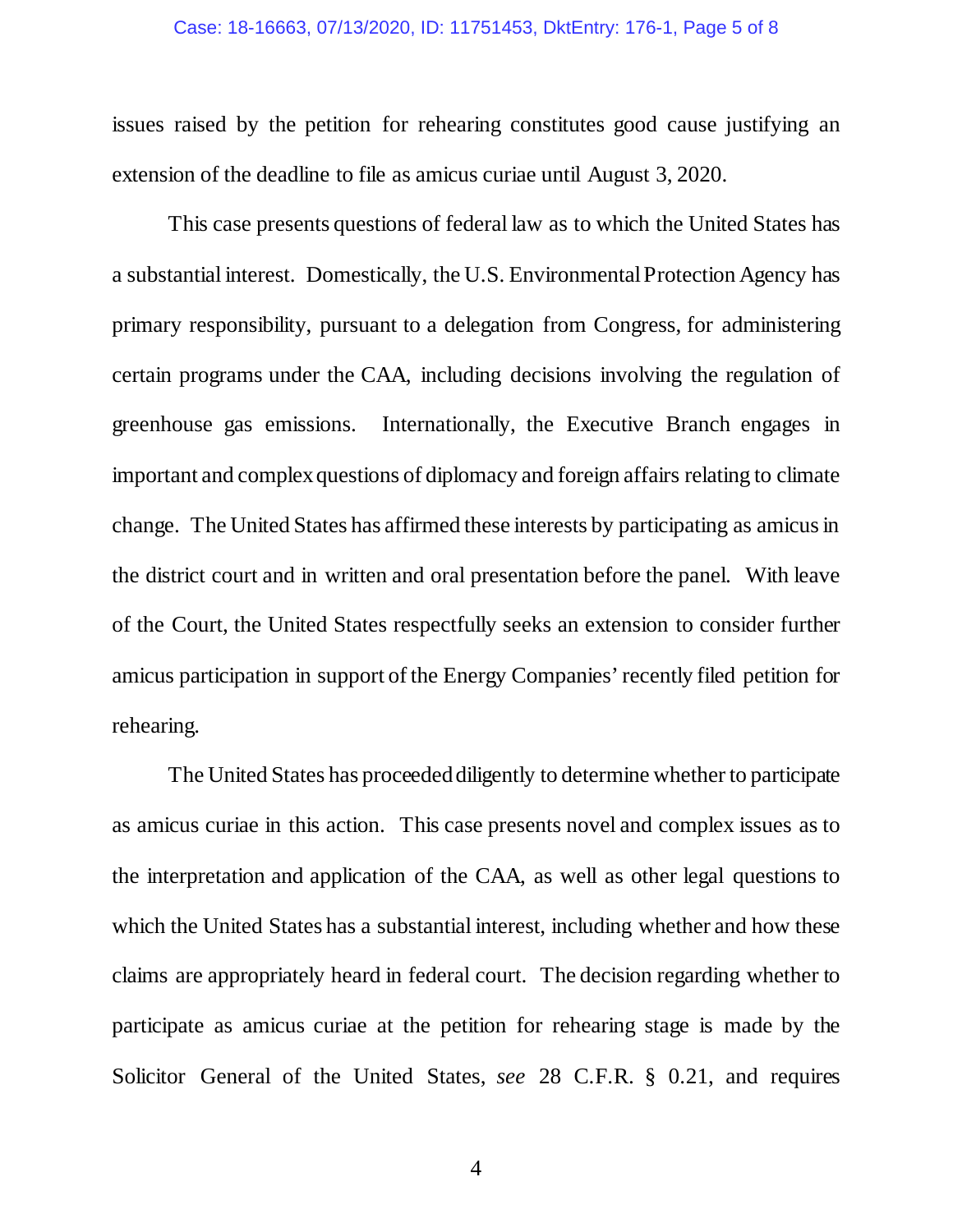issues raised by the petition for rehearing constitutes good cause justifying an extension of the deadline to file as amicus curiae until August 3, 2020.

This case presents questions of federal law as to which the United States has a substantial interest. Domestically, the U.S. Environmental Protection Agency has primary responsibility, pursuant to a delegation from Congress, for administering certain programs under the CAA, including decisions involving the regulation of greenhouse gas emissions. Internationally, the Executive Branch engages in important and complex questions of diplomacy and foreign affairs relating to climate change. The United States has affirmed these interests by participating as amicus in the district court and in written and oral presentation before the panel. With leave of the Court, the United States respectfully seeks an extension to consider further amicus participation in support of the Energy Companies' recently filed petition for rehearing.

The United States has proceeded diligently to determine whether to participate as amicus curiae in this action. This case presents novel and complex issues as to the interpretation and application of the CAA, as well as other legal questions to which the United States has a substantial interest, including whether and how these claims are appropriately heard in federal court. The decision regarding whether to participate as amicus curiae at the petition for rehearing stage is made by the Solicitor General of the United States, *see* 28 C.F.R. § 0.21, and requires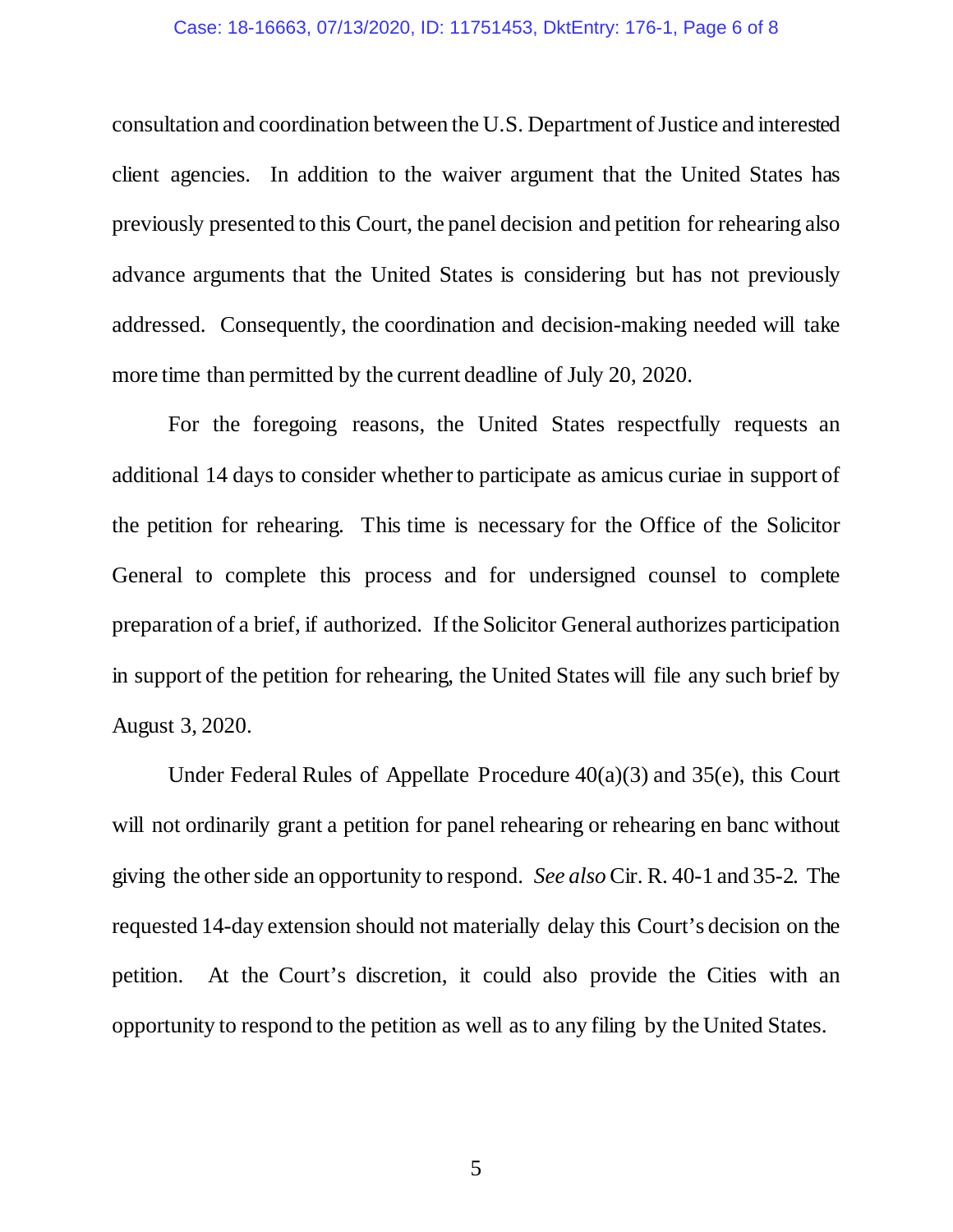consultation and coordination between the U.S. Department of Justice and interested client agencies. In addition to the waiver argument that the United States has previously presented to this Court, the panel decision and petition for rehearing also advance arguments that the United States is considering but has not previously addressed. Consequently, the coordination and decision-making needed will take more time than permitted by the current deadline of July 20, 2020.

For the foregoing reasons, the United States respectfully requests an additional 14 days to consider whether to participate as amicus curiae in support of the petition for rehearing. This time is necessary for the Office of the Solicitor General to complete this process and for undersigned counsel to complete preparation of a brief, if authorized. If the Solicitor General authorizes participation in support of the petition for rehearing, the United States will file any such brief by August 3, 2020.

Under Federal Rules of Appellate Procedure 40(a)(3) and 35(e), this Court will not ordinarily grant a petition for panel rehearing or rehearing en banc without giving the other side an opportunity to respond. *See also* Cir. R. 40-1 and 35-2. The requested 14-day extension should not materially delay this Court's decision on the petition. At the Court's discretion, it could also provide the Cities with an opportunity to respond to the petition as well as to any filing by the United States.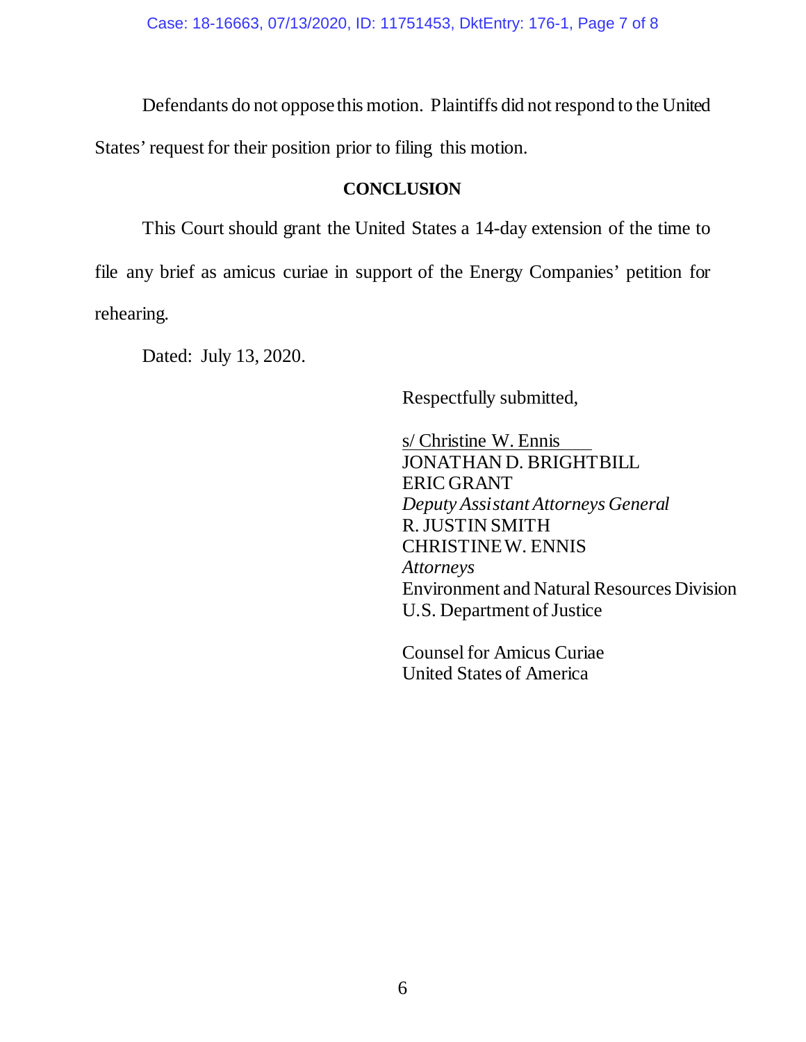Defendants do not oppose this motion. Plaintiffs did not respond to the United States' request for their position prior to filing this motion.

## CONCLUSION

This Court should grant the United States a 14-day extension of the time to file any brief as amicus curiae in support of the Energy Companies' petition for rehearing.

Dated: July 13, 2020.

Respectfully submitted,

s/ Christine W. Ennis
JONATHAN D. BRIGHTBILL
ERIC GRANT
*Deputy Assistant Attorneys General*
R. JUSTIN SMITH
CHRISTINE W. ENNIS
*Attorneys*
Environment and Natural Resources Division
U.S. Department of Justice

Counsel for Amicus Curiae
United States of America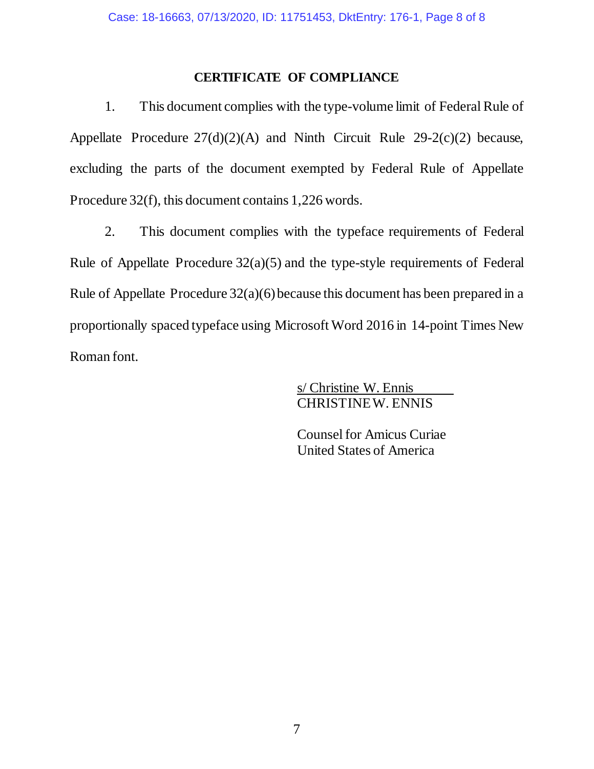## CERTIFICATE OF COMPLIANCE

1. This document complies with the type-volume limit of Federal Rule of Appellate Procedure 27(d)(2)(A) and Ninth Circuit Rule 29-2(c)(2) because, excluding the parts of the document exempted by Federal Rule of Appellate Procedure 32(f), this document contains 1,226 words.

2. This document complies with the typeface requirements of Federal Rule of Appellate Procedure 32(a)(5) and the type-style requirements of Federal Rule of Appellate Procedure 32(a)(6) because this document has been prepared in a proportionally spaced typeface using Microsoft Word 2016 in 14-point Times New Roman font.

s/ Christine W. Ennis
CHRISTINE W. ENNIS

Counsel for Amicus Curiae
United States of America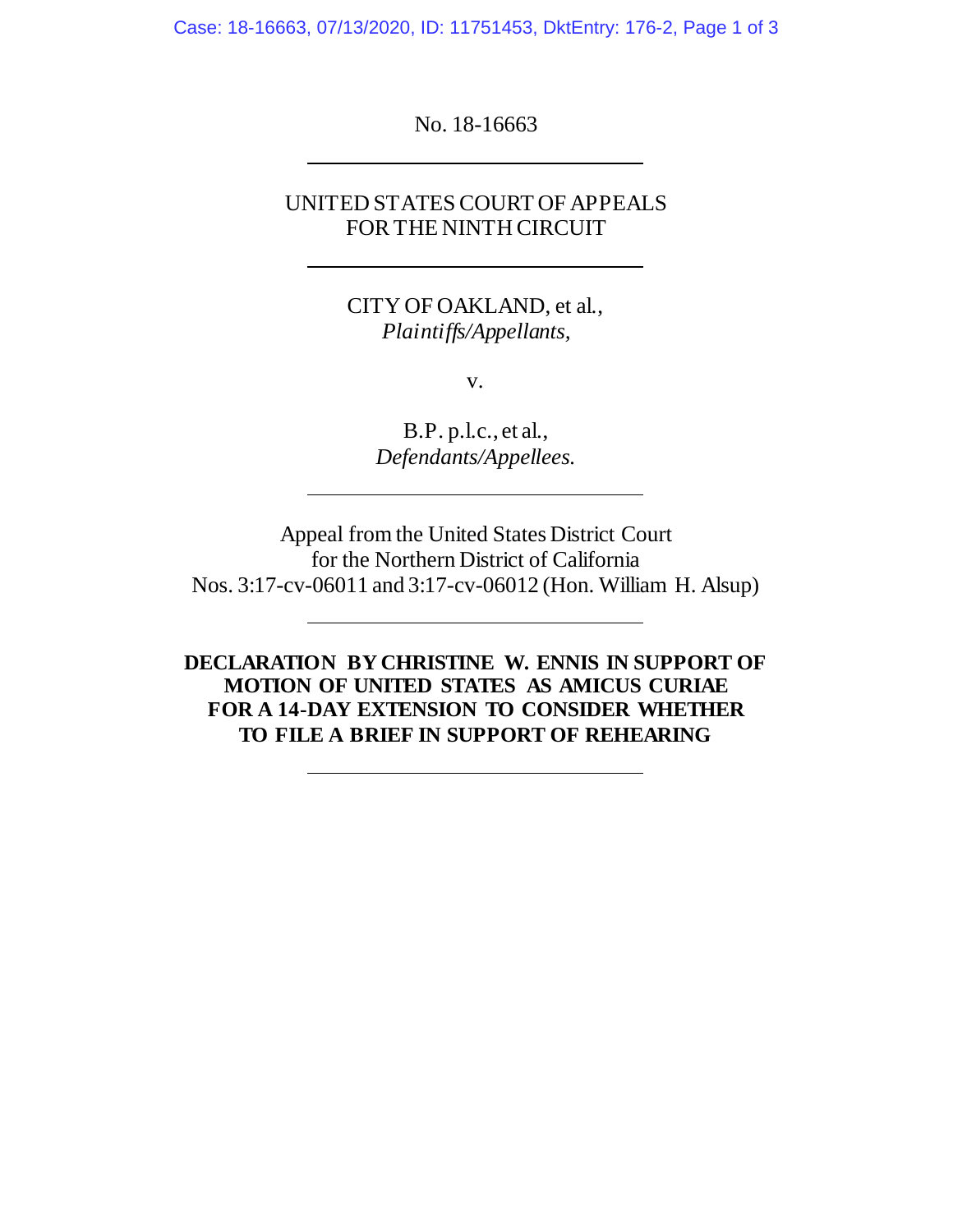No. 18-16663

UNITED STATES COURT OF APPEALS
FOR THE NINTH CIRCUIT

CITY OF OAKLAND, et al.,
*Plaintiffs/Appellants,*

v.

B.P. p.l.c., et al.,
*Defendants/Appellees.*

Appeal from the United States District Court
for the Northern District of California
Nos. 3:17-cv-06011 and 3:17-cv-06012 (Hon. William H. Alsup)

**DECLARATION BY CHRISTINE W. ENNIS IN SUPPORT OF MOTION OF UNITED STATES AS AMICUS CURIAE FOR A 14-DAY EXTENSION TO CONSIDER WHETHER TO FILE A BRIEF IN SUPPORT OF REHEARING**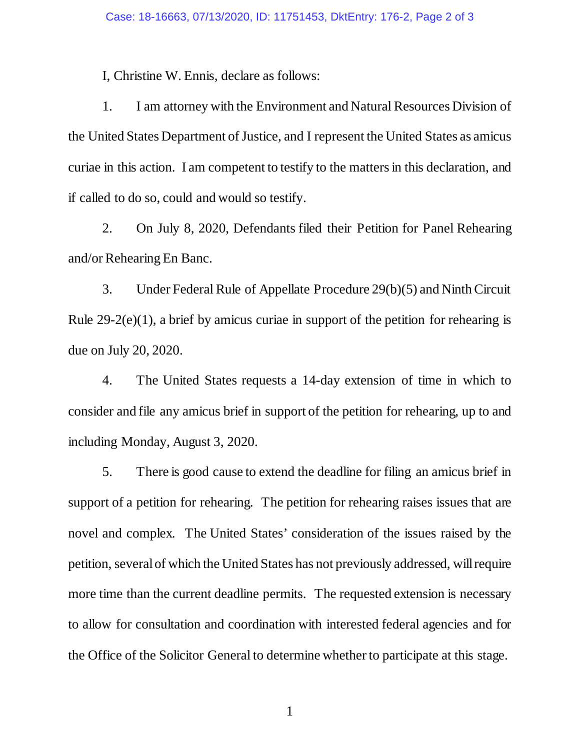I, Christine W. Ennis, declare as follows:

1. I am attorney with the Environment and Natural Resources Division of the United States Department of Justice, and I represent the United States as amicus curiae in this action. I am competent to testify to the matters in this declaration, and if called to do so, could and would so testify.

2. On July 8, 2020, Defendants filed their Petition for Panel Rehearing and/or Rehearing En Banc.

3. Under Federal Rule of Appellate Procedure 29(b)(5) and Ninth Circuit Rule 29-2(e)(1), a brief by amicus curiae in support of the petition for rehearing is due on July 20, 2020.

4. The United States requests a 14-day extension of time in which to consider and file any amicus brief in support of the petition for rehearing, up to and including Monday, August 3, 2020.

5. There is good cause to extend the deadline for filing an amicus brief in support of a petition for rehearing. The petition for rehearing raises issues that are novel and complex. The United States' consideration of the issues raised by the petition, several of which the United States has not previously addressed, will require more time than the current deadline permits. The requested extension is necessary to allow for consultation and coordination with interested federal agencies and for the Office of the Solicitor General to determine whether to participate at this stage.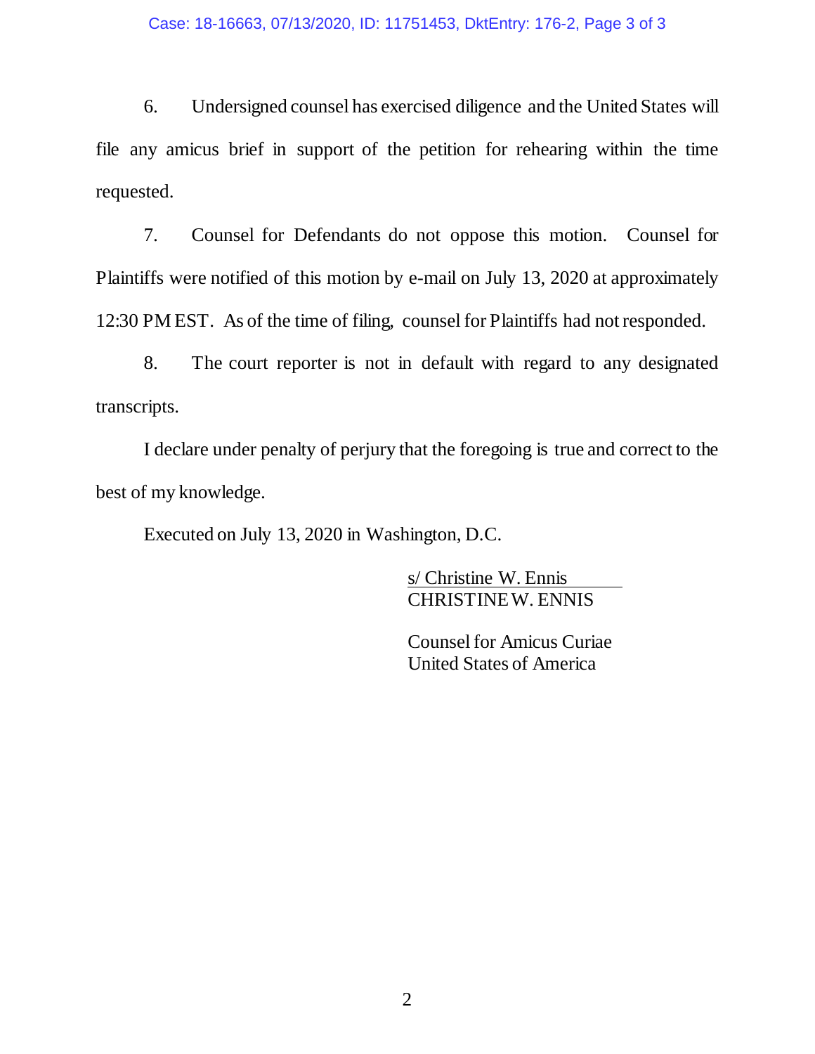6. Undersigned counsel has exercised diligence and the United States will file any amicus brief in support of the petition for rehearing within the time requested.

7. Counsel for Defendants do not oppose this motion. Counsel for Plaintiffs were notified of this motion by e-mail on July 13, 2020 at approximately 12:30 PM EST. As of the time of filing, counsel for Plaintiffs had not responded.

8. The court reporter is not in default with regard to any designated transcripts.

I declare under penalty of perjury that the foregoing is true and correct to the best of my knowledge.

Executed on July 13, 2020 in Washington, D.C.

s/ Christine W. Ennis
CHRISTINE W. ENNIS

Counsel for Amicus Curiae
United States of America